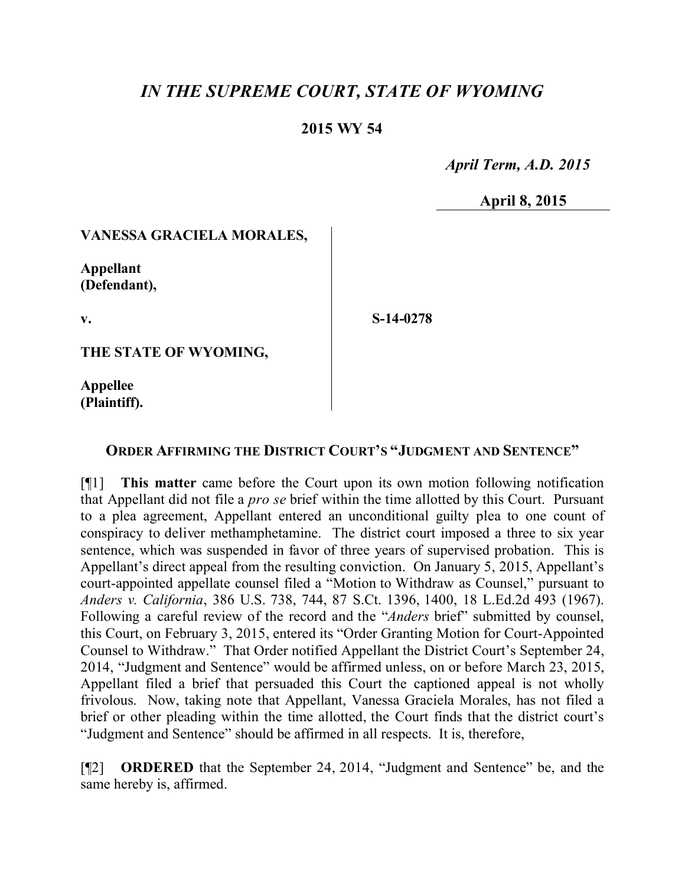# *IN THE SUPREME COURT, STATE OF WYOMING*

**2015 WY 54**

*April Term, A.D. 2015*

**April 8, 2015**

**VANESSA GRACIELA MORALES,**

**Appellant (Defendant),**

**v.**

**S-14-0278**

**THE STATE OF WYOMING,**

**Appellee (Plaintiff).**

## ORDER AFFIRMING THE DISTRICT COURT'S "JUDGMENT AND SENTENCE"

[¶1] **This matter** came before the Court upon its own motion following notification that Appellant did not file a *pro se* brief within the time allotted by this Court. Pursuant to a plea agreement, Appellant entered an unconditional guilty plea to one count of conspiracy to deliver methamphetamine. The district court imposed a three to six year sentence, which was suspended in favor of three years of supervised probation. This is Appellant's direct appeal from the resulting conviction. On January 5, 2015, Appellant's court-appointed appellate counsel filed a "Motion to Withdraw as Counsel," pursuant to *Anders v. California*, 386 U.S. 738, 744, 87 S.Ct. 1396, 1400, 18 L.Ed.2d 493 (1967). Following a careful review of the record and the "*Anders* brief" submitted by counsel, this Court, on February 3, 2015, entered its "Order Granting Motion for Court-Appointed Counsel to Withdraw." That Order notified Appellant the District Court's September 24, 2014, "Judgment and Sentence" would be affirmed unless, on or before March 23, 2015, Appellant filed a brief that persuaded this Court the captioned appeal is not wholly frivolous. Now, taking note that Appellant, Vanessa Graciela Morales, has not filed a brief or other pleading within the time allotted, the Court finds that the district court's "Judgment and Sentence" should be affirmed in all respects. It is, therefore,

[¶2] **ORDERED** that the September 24, 2014, "Judgment and Sentence" be, and the same hereby is, affirmed.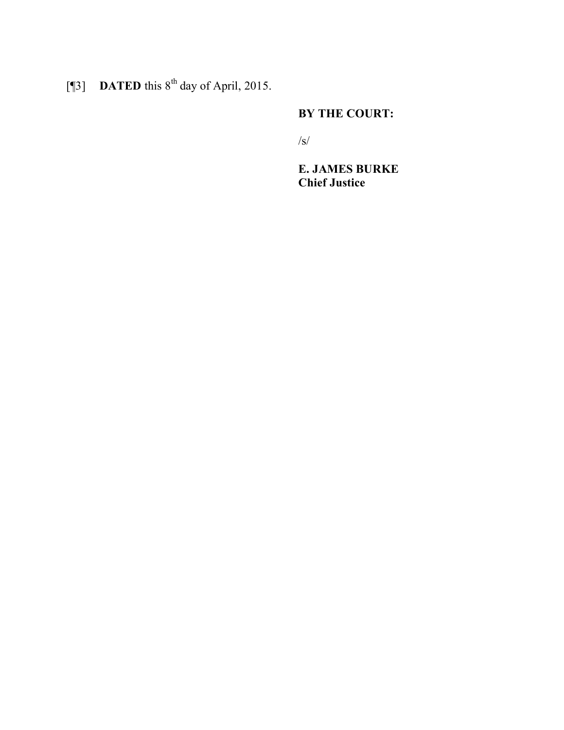[¶3] **DATED** this 8th day of April, 2015.

**BY THE COURT:**

/s/

**E. JAMES BURKE**
**Chief Justice**